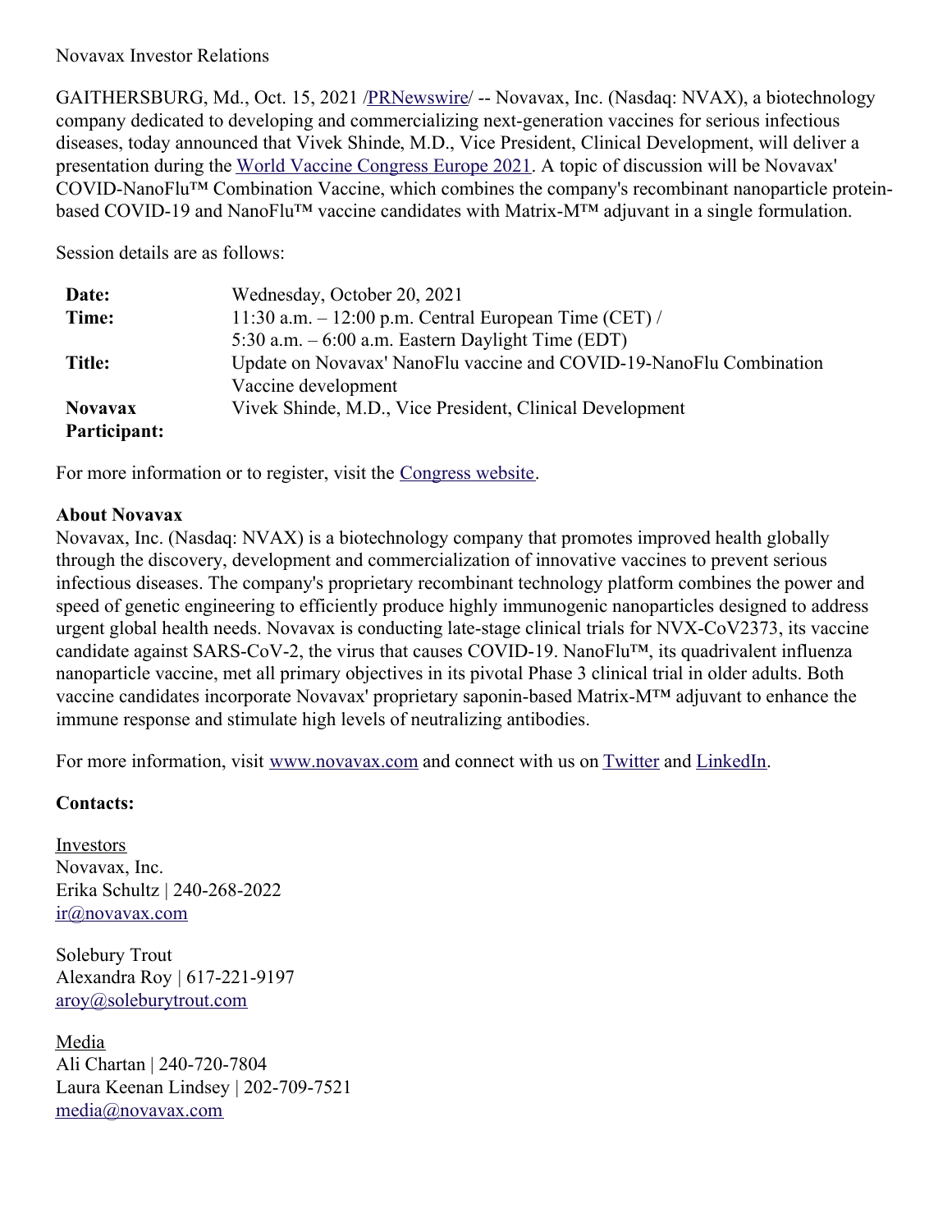Novavax Investor Relations

GAITHERSBURG, Md., Oct. 15, 2021 /PRNewswire/ -- Novavax, Inc. (Nasdaq: NVAX), a biotechnology company dedicated to developing and commercializing next-generation vaccines for serious infectious diseases, today announced that Vivek Shinde, M.D., Vice President, Clinical Development, will deliver a presentation during the World Vaccine Congress Europe 2021. A topic of discussion will be Novavax' COVID-NanoFlu™ Combination Vaccine, which combines the company's recombinant nanoparticle protein-based COVID-19 and NanoFlu™ vaccine candidates with Matrix-M™ adjuvant in a single formulation.

Session details are as follows:

| | |
|---|---|
| **Date:** | Wednesday, October 20, 2021 |
| **Time:** | 11:30 a.m. – 12:00 p.m. Central European Time (CET) / 5:30 a.m. – 6:00 a.m. Eastern Daylight Time (EDT) |
| **Title:** | Update on Novavax' NanoFlu vaccine and COVID-19-NanoFlu Combination Vaccine development |
| **Novavax Participant:** | Vivek Shinde, M.D., Vice President, Clinical Development |

For more information or to register, visit the Congress website.

**About Novavax**

Novavax, Inc. (Nasdaq: NVAX) is a biotechnology company that promotes improved health globally through the discovery, development and commercialization of innovative vaccines to prevent serious infectious diseases. The company's proprietary recombinant technology platform combines the power and speed of genetic engineering to efficiently produce highly immunogenic nanoparticles designed to address urgent global health needs. Novavax is conducting late-stage clinical trials for NVX-CoV2373, its vaccine candidate against SARS-CoV-2, the virus that causes COVID-19. NanoFlu™, its quadrivalent influenza nanoparticle vaccine, met all primary objectives in its pivotal Phase 3 clinical trial in older adults. Both vaccine candidates incorporate Novavax' proprietary saponin-based Matrix-M™ adjuvant to enhance the immune response and stimulate high levels of neutralizing antibodies.

For more information, visit www.novavax.com and connect with us on Twitter and LinkedIn.

**Contacts:**

Investors
Novavax, Inc.
Erika Schultz | 240-268-2022
ir@novavax.com

Solebury Trout
Alexandra Roy | 617-221-9197
aroy@soleburytrout.com

Media
Ali Chartan | 240-720-7804
Laura Keenan Lindsey | 202-709-7521
media@novavax.com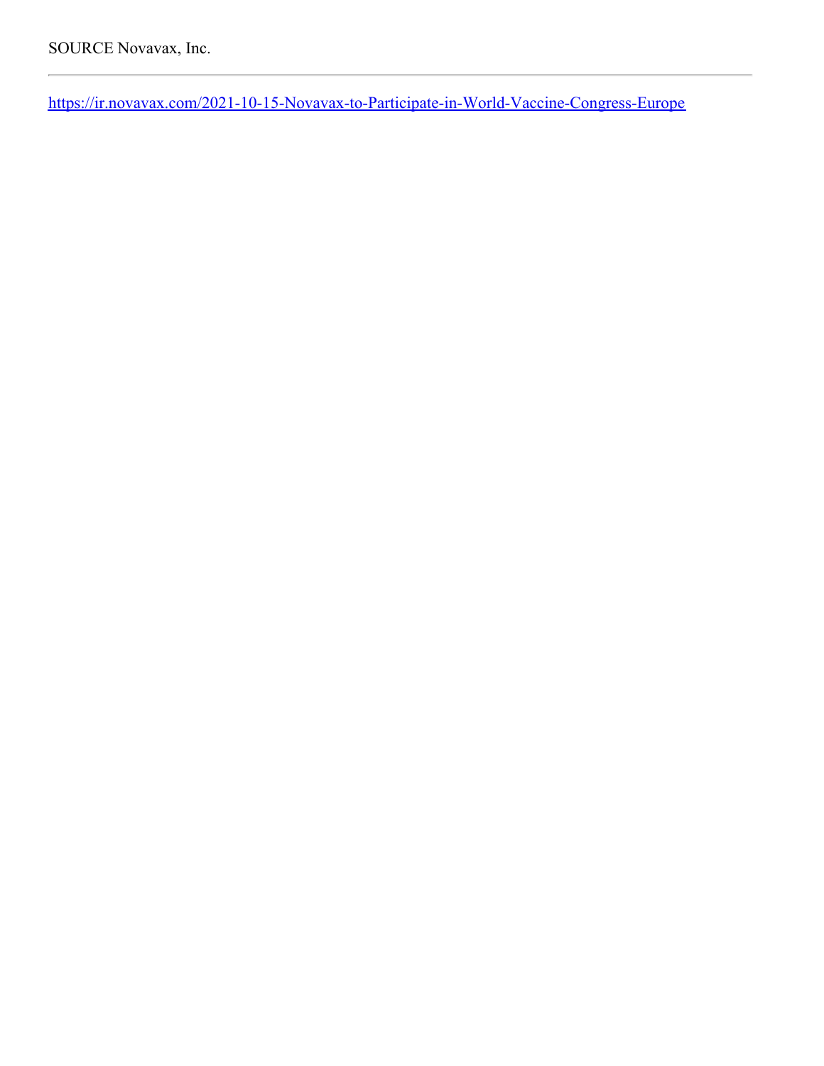SOURCE Novavax, Inc.

---

https://ir.novavax.com/2021-10-15-Novavax-to-Participate-in-World-Vaccine-Congress-Europe